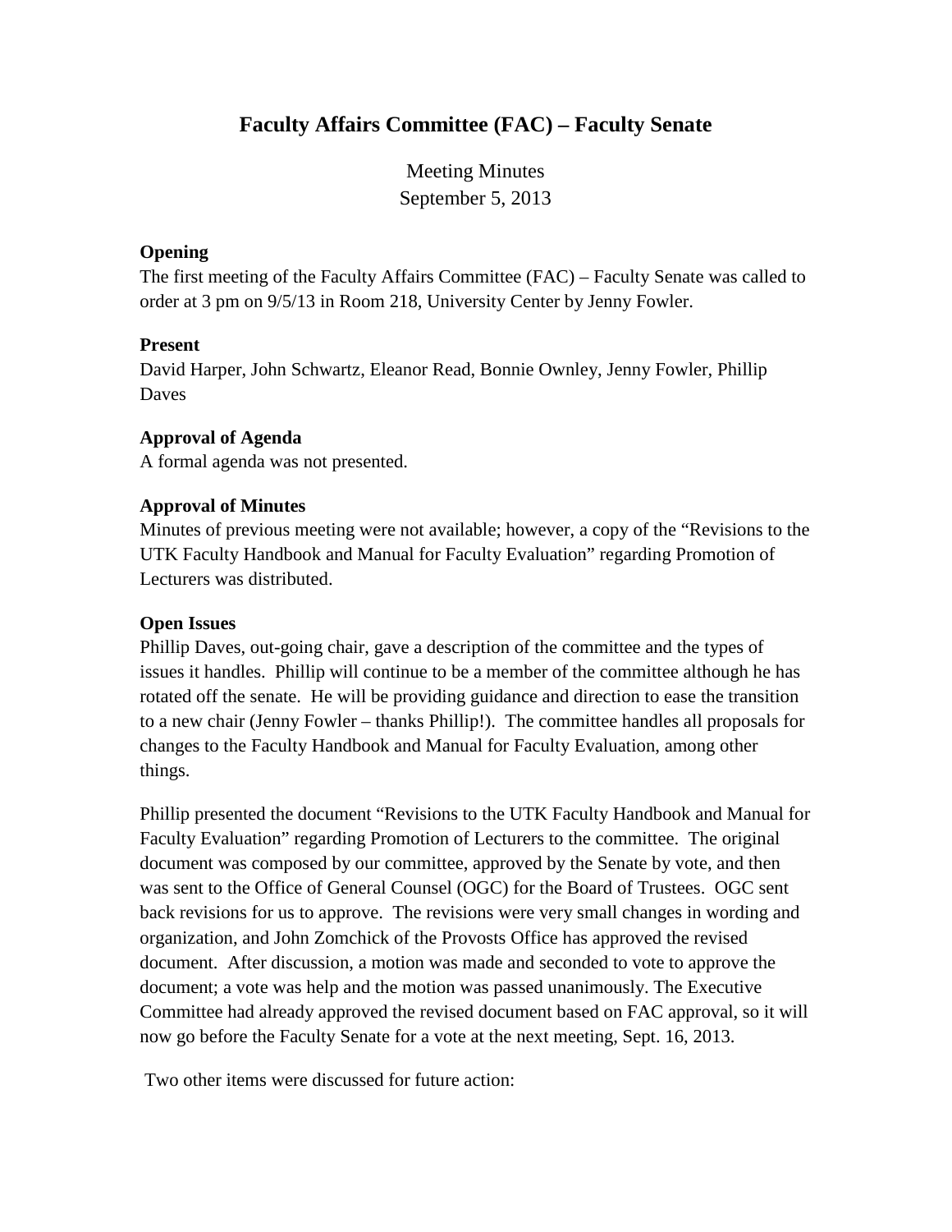# Faculty Affairs Committee (FAC) – Faculty Senate

Meeting Minutes
September 5, 2013

**Opening**
The first meeting of the Faculty Affairs Committee (FAC) – Faculty Senate was called to order at 3 pm on 9/5/13 in Room 218, University Center by Jenny Fowler.

**Present**
David Harper, John Schwartz, Eleanor Read, Bonnie Ownley, Jenny Fowler, Phillip Daves

**Approval of Agenda**
A formal agenda was not presented.

**Approval of Minutes**
Minutes of previous meeting were not available; however, a copy of the "Revisions to the UTK Faculty Handbook and Manual for Faculty Evaluation" regarding Promotion of Lecturers was distributed.

**Open Issues**
Phillip Daves, out-going chair, gave a description of the committee and the types of issues it handles. Phillip will continue to be a member of the committee although he has rotated off the senate. He will be providing guidance and direction to ease the transition to a new chair (Jenny Fowler – thanks Phillip!). The committee handles all proposals for changes to the Faculty Handbook and Manual for Faculty Evaluation, among other things.

Phillip presented the document "Revisions to the UTK Faculty Handbook and Manual for Faculty Evaluation" regarding Promotion of Lecturers to the committee. The original document was composed by our committee, approved by the Senate by vote, and then was sent to the Office of General Counsel (OGC) for the Board of Trustees. OGC sent back revisions for us to approve. The revisions were very small changes in wording and organization, and John Zomchick of the Provosts Office has approved the revised document. After discussion, a motion was made and seconded to vote to approve the document; a vote was help and the motion was passed unanimously. The Executive Committee had already approved the revised document based on FAC approval, so it will now go before the Faculty Senate for a vote at the next meeting, Sept. 16, 2013.

Two other items were discussed for future action: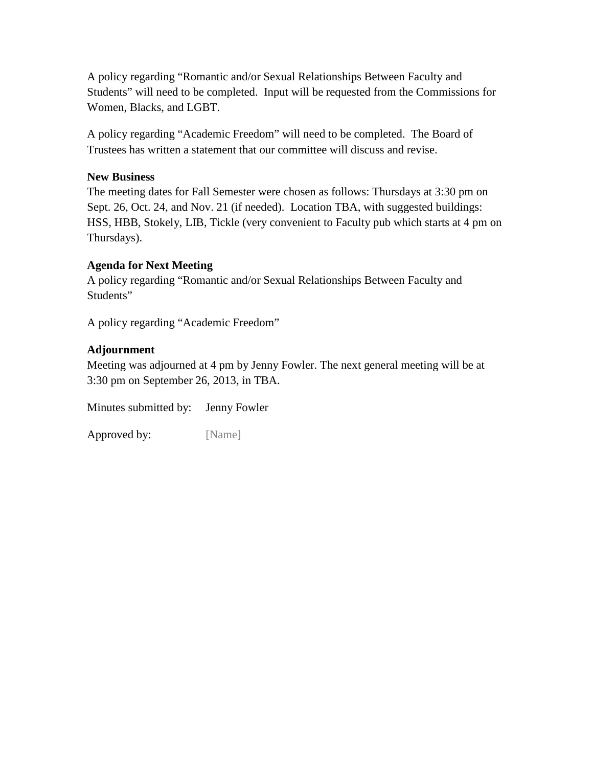A policy regarding "Romantic and/or Sexual Relationships Between Faculty and Students" will need to be completed. Input will be requested from the Commissions for Women, Blacks, and LGBT.

A policy regarding "Academic Freedom" will need to be completed. The Board of Trustees has written a statement that our committee will discuss and revise.

**New Business**

The meeting dates for Fall Semester were chosen as follows: Thursdays at 3:30 pm on Sept. 26, Oct. 24, and Nov. 21 (if needed). Location TBA, with suggested buildings: HSS, HBB, Stokely, LIB, Tickle (very convenient to Faculty pub which starts at 4 pm on Thursdays).

**Agenda for Next Meeting**

A policy regarding "Romantic and/or Sexual Relationships Between Faculty and Students"

A policy regarding "Academic Freedom"

**Adjournment**

Meeting was adjourned at 4 pm by Jenny Fowler. The next general meeting will be at 3:30 pm on September 26, 2013, in TBA.

Minutes submitted by: Jenny Fowler

Approved by: [Name]